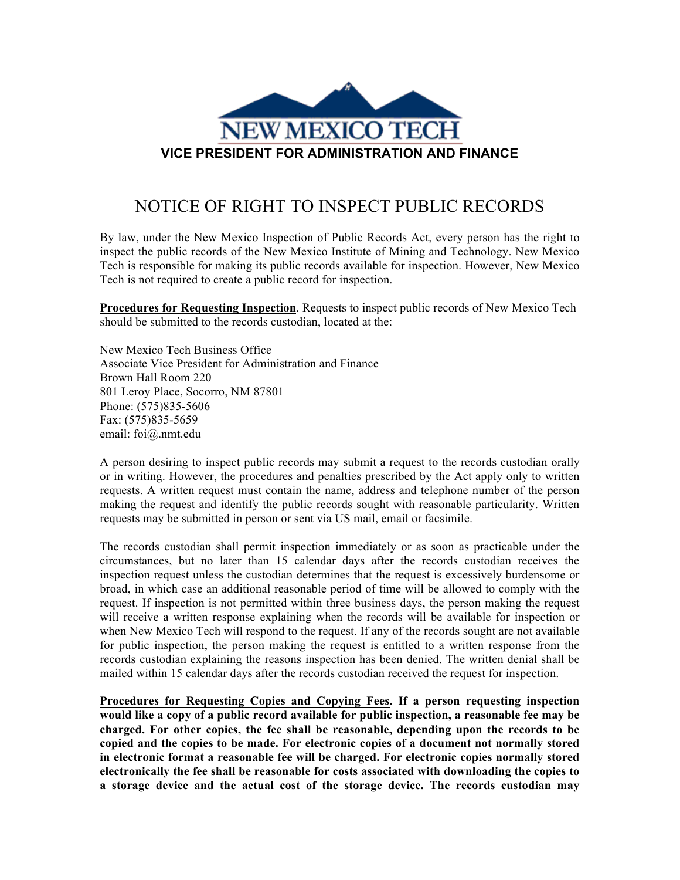NEW MEXICO TECH

**VICE PRESIDENT FOR ADMINISTRATION AND FINANCE**

# NOTICE OF RIGHT TO INSPECT PUBLIC RECORDS

By law, under the New Mexico Inspection of Public Records Act, every person has the right to inspect the public records of the New Mexico Institute of Mining and Technology. New Mexico Tech is responsible for making its public records available for inspection. However, New Mexico Tech is not required to create a public record for inspection.

**Procedures for Requesting Inspection**. Requests to inspect public records of New Mexico Tech should be submitted to the records custodian, located at the:

New Mexico Tech Business Office
Associate Vice President for Administration and Finance
Brown Hall Room 220
801 Leroy Place, Socorro, NM 87801
Phone: (575)835-5606
Fax: (575)835-5659
email: foi@.nmt.edu

A person desiring to inspect public records may submit a request to the records custodian orally or in writing. However, the procedures and penalties prescribed by the Act apply only to written requests. A written request must contain the name, address and telephone number of the person making the request and identify the public records sought with reasonable particularity. Written requests may be submitted in person or sent via US mail, email or facsimile.

The records custodian shall permit inspection immediately or as soon as practicable under the circumstances, but no later than 15 calendar days after the records custodian receives the inspection request unless the custodian determines that the request is excessively burdensome or broad, in which case an additional reasonable period of time will be allowed to comply with the request. If inspection is not permitted within three business days, the person making the request will receive a written response explaining when the records will be available for inspection or when New Mexico Tech will respond to the request. If any of the records sought are not available for public inspection, the person making the request is entitled to a written response from the records custodian explaining the reasons inspection has been denied. The written denial shall be mailed within 15 calendar days after the records custodian received the request for inspection.

**Procedures for Requesting Copies and Copying Fees. If a person requesting inspection would like a copy of a public record available for public inspection, a reasonable fee may be charged. For other copies, the fee shall be reasonable, depending upon the records to be copied and the copies to be made. For electronic copies of a document not normally stored in electronic format a reasonable fee will be charged. For electronic copies normally stored electronically the fee shall be reasonable for costs associated with downloading the copies to a storage device and the actual cost of the storage device. The records custodian may**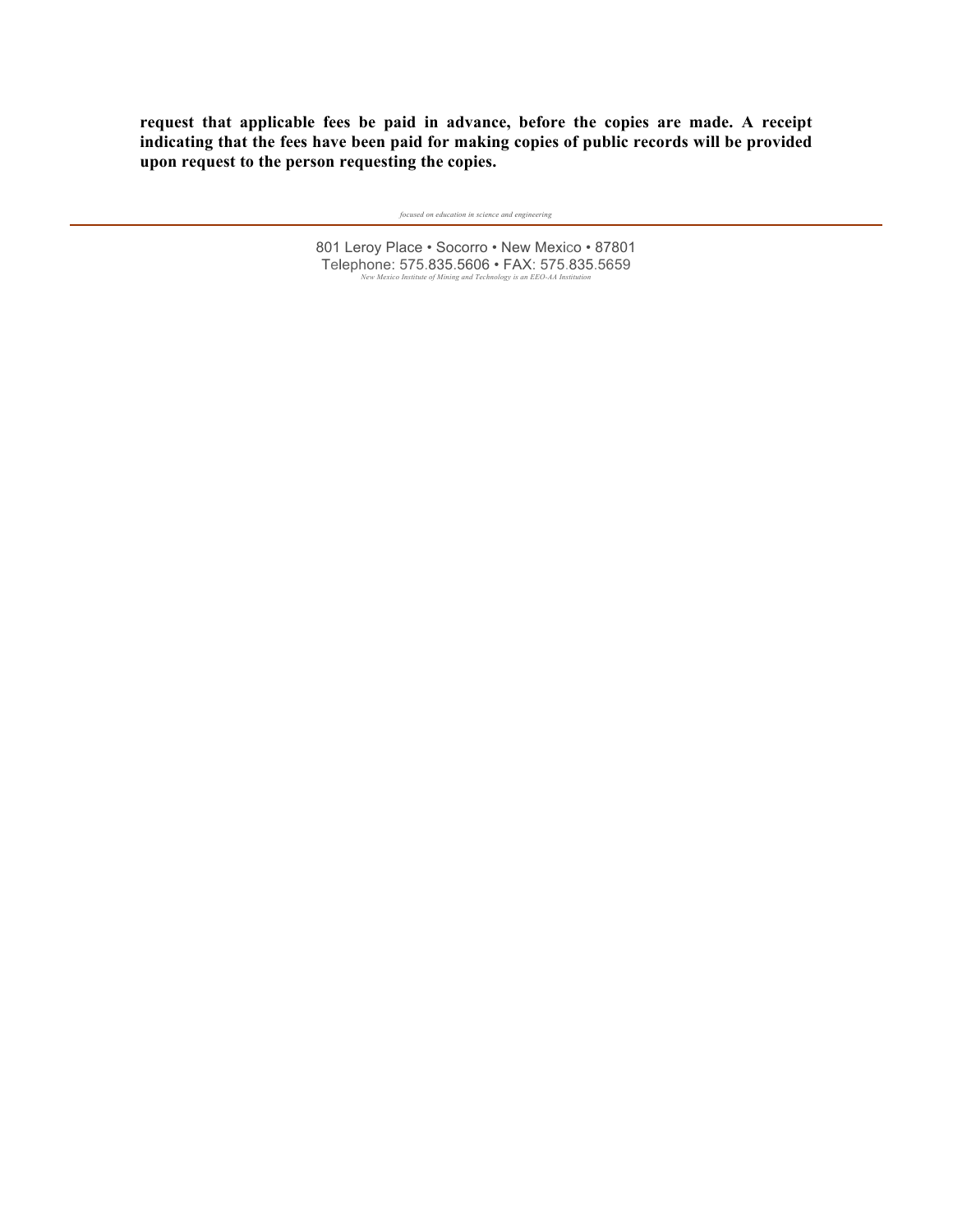**request that applicable fees be paid in advance, before the copies are made. A receipt indicating that the fees have been paid for making copies of public records will be provided upon request to the person requesting the copies.**

*focused on education in science and engineering*

801 Leroy Place • Socorro • New Mexico • 87801
Telephone: 575.835.5606 • FAX: 575.835.5659
*New Mexico Institute of Mining and Technology is an EEO-AA Institution*